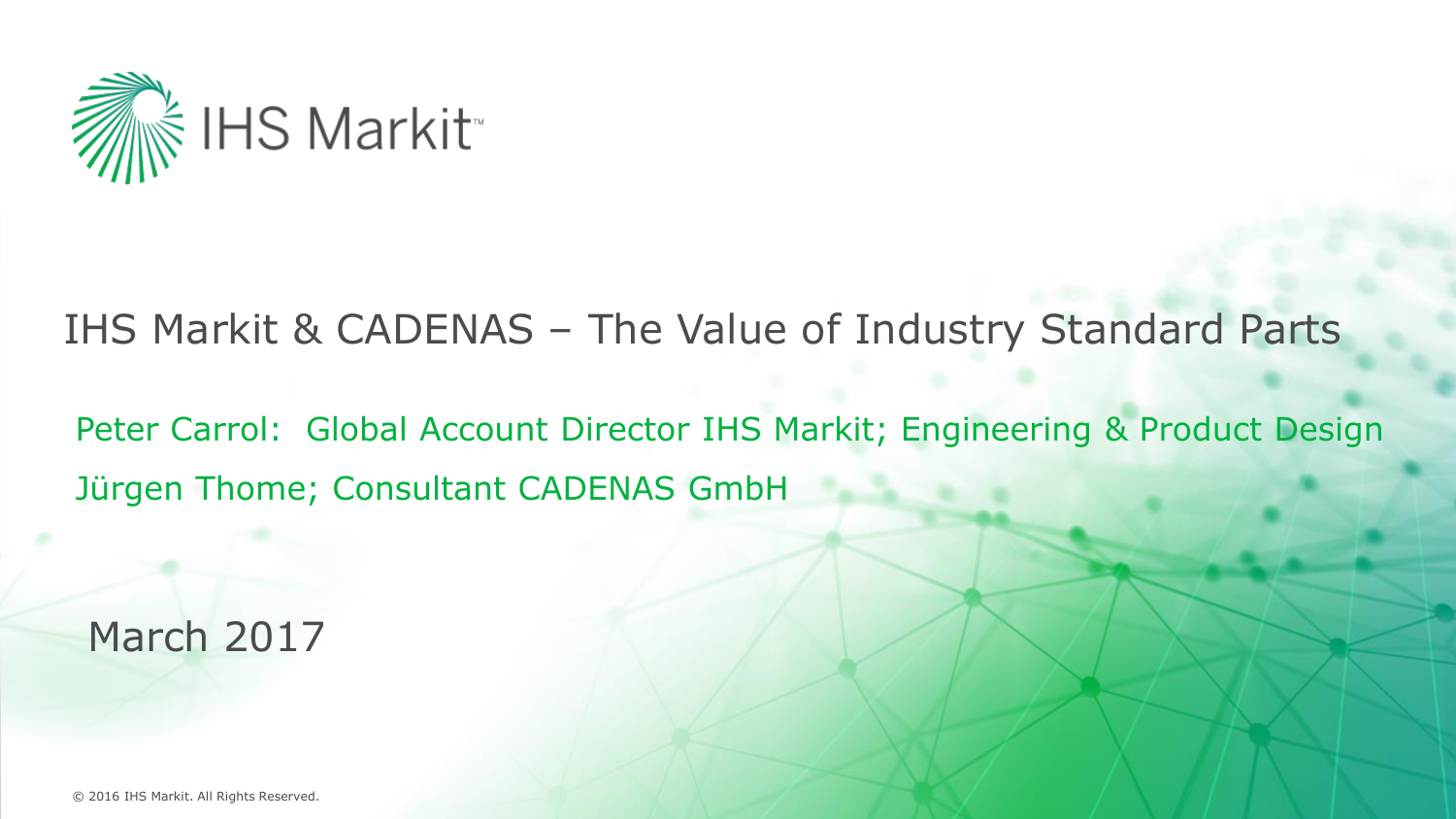IHS Markit

# IHS Markit & CADENAS – The Value of Industry Standard Parts

Peter Carrol: Global Account Director IHS Markit; Engineering & Product Design

Jürgen Thome; Consultant CADENAS GmbH

March 2017

© 2016 IHS Markit. All Rights Reserved.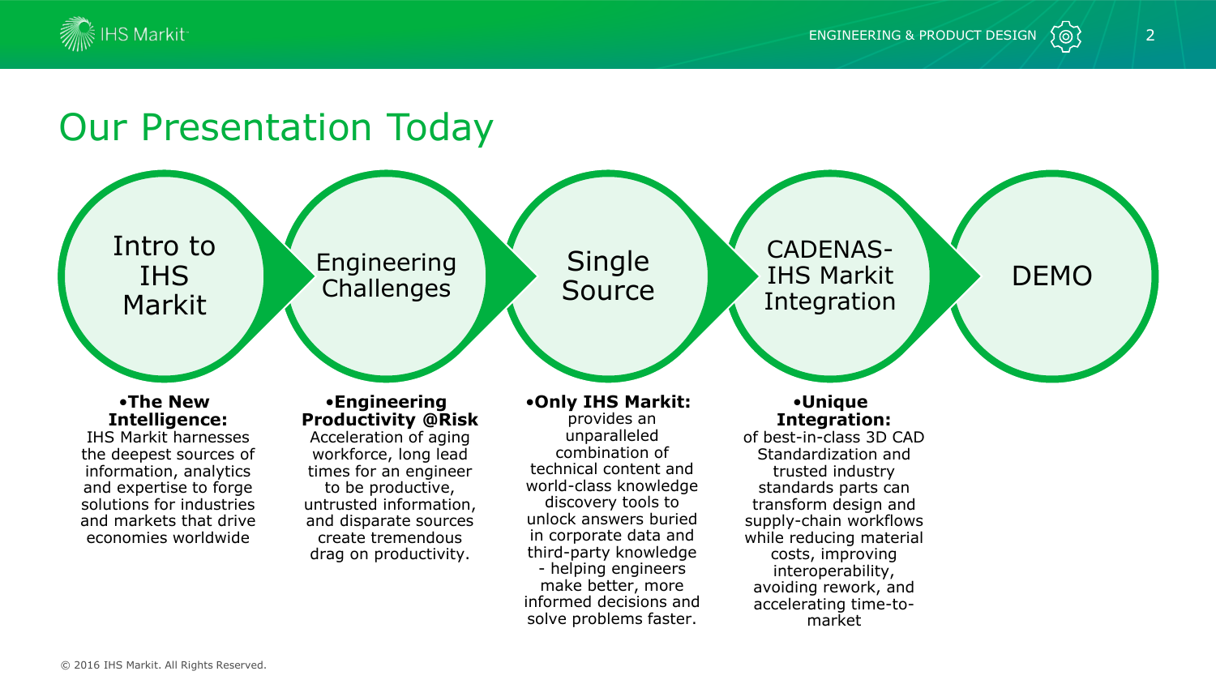# Our Presentation Today

Intro to IHS Markit → Engineering Challenges → Single Source → CADENAS-IHS Markit Integration → DEMO

## Intro to IHS Markit

- **The New Intelligence:** IHS Markit harnesses the deepest sources of information, analytics and expertise to forge solutions for industries and markets that drive economies worldwide

## Engineering Challenges

- **Engineering Productivity @Risk** Acceleration of aging workforce, long lead times for an engineer to be productive, untrusted information, and disparate sources create tremendous drag on productivity.

## Single Source

- **Only IHS Markit:** provides an unparalleled combination of technical content and world-class knowledge discovery tools to unlock answers buried in corporate data and third-party knowledge - helping engineers make better, more informed decisions and solve problems faster.

## CADENAS-IHS Markit Integration

- **Unique Integration:** of best-in-class 3D CAD Standardization and trusted industry standards parts can transform design and supply-chain workflows while reducing material costs, improving interoperability, avoiding rework, and accelerating time-to-market

## DEMO

© 2016 IHS Markit. All Rights Reserved.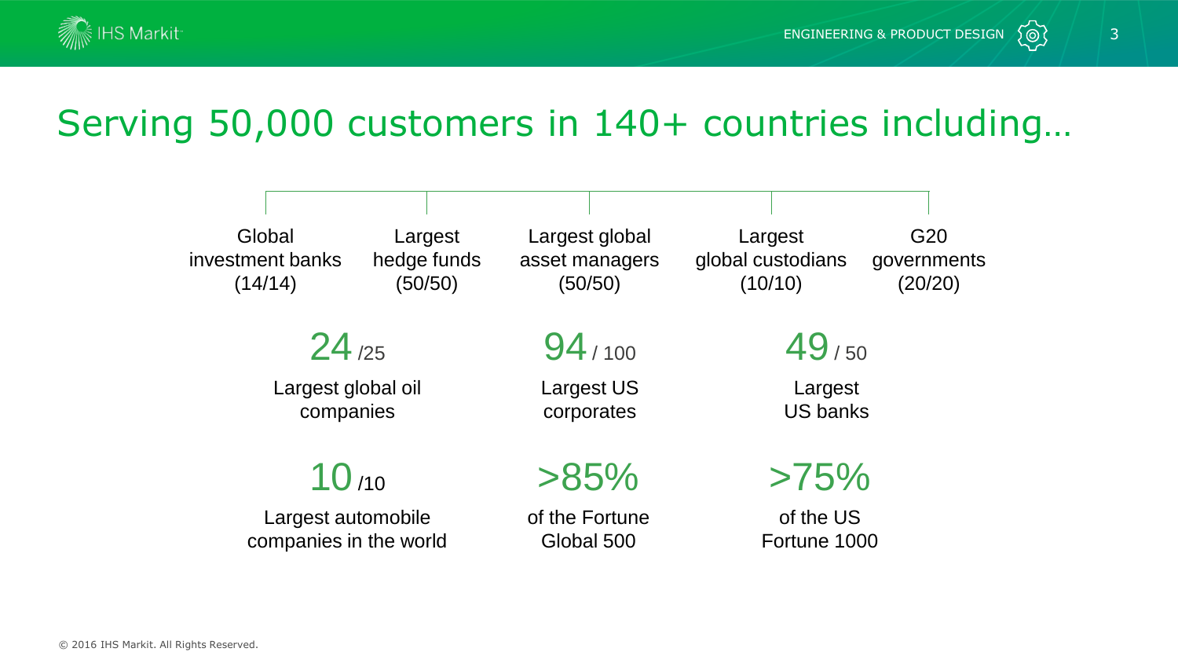# Serving 50,000 customers in 140+ countries including…

- Global investment banks (14/14)
- Largest hedge funds (50/50)
- Largest global asset managers (50/50)
- Largest global custodians (10/10)
- G20 governments (20/20)

**24** /25
Largest global oil companies

**94** / 100
Largest US corporates

**49** / 50
Largest US banks

**10** /10
Largest automobile companies in the world

**>85%**
of the Fortune Global 500

**>75%**
of the US Fortune 1000

© 2016 IHS Markit. All Rights Reserved.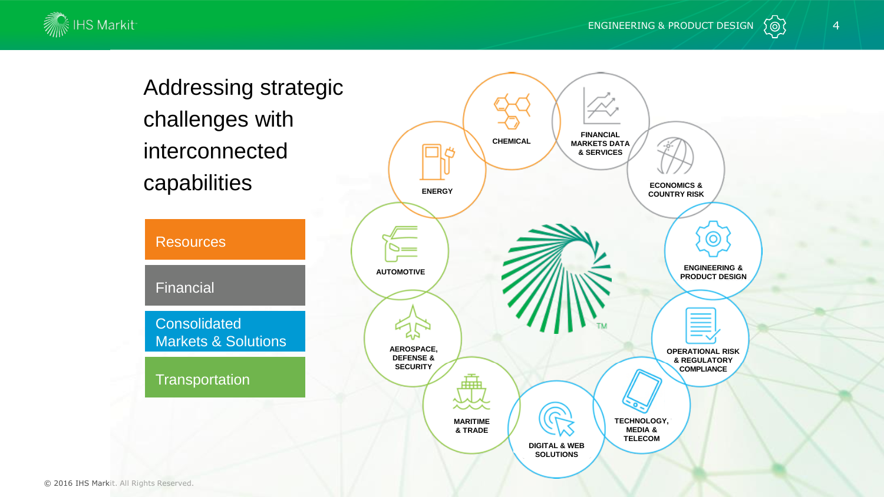# Addressing strategic challenges with interconnected capabilities

- Resources
- Financial
- Consolidated Markets & Solutions
- Transportation

CHEMICAL

FINANCIAL MARKETS DATA & SERVICES

ENERGY

ECONOMICS & COUNTRY RISK

AUTOMOTIVE

ENGINEERING & PRODUCT DESIGN

AEROSPACE, DEFENSE & SECURITY

OPERATIONAL RISK & REGULATORY COMPLIANCE

MARITIME & TRADE

TECHNOLOGY, MEDIA & TELECOM

DIGITAL & WEB SOLUTIONS

© 2016 IHS Markit. All Rights Reserved.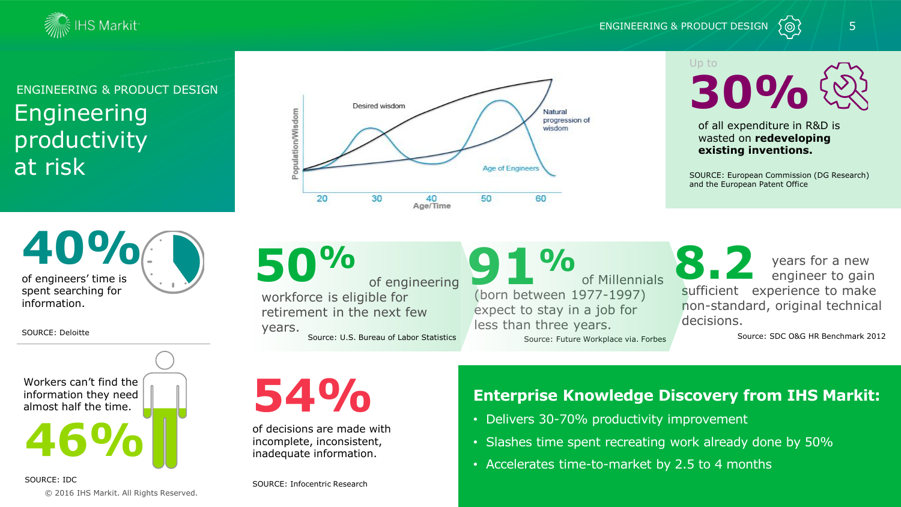ENGINEERING & PRODUCT DESIGN

# Engineering productivity at risk

Desired wisdom

Natural progression of wisdom

Age of Engineers

Population/Wisdom

20 30 40 50 60

Age/Time

Up to

**30%**

of all expenditure in R&D is wasted on **redeveloping existing inventions.**

SOURCE: European Commission (DG Research) and the European Patent Office

**40%**

of engineers' time is spent searching for information.

SOURCE: Deloitte

**50%** of engineering workforce is eligible for retirement in the next few years.

Source: U.S. Bureau of Labor Statistics

**91%** of Millennials (born between 1977-1997) expect to stay in a job for less than three years.

Source: Future Workplace via. Forbes

**8.2** years for a new engineer to gain sufficient experience to make non-standard, original technical decisions.

Source: SDC O&G HR Benchmark 2012

Workers can't find the information they need almost half the time.

**46%**

SOURCE: IDC

**54%**

of decisions are made with incomplete, inconsistent, inadequate information.

SOURCE: Infocentric Research

## Enterprise Knowledge Discovery from IHS Markit:

- Delivers 30-70% productivity improvement
- Slashes time spent recreating work already done by 50%
- Accelerates time-to-market by 2.5 to 4 months

© 2016 IHS Markit. All Rights Reserved.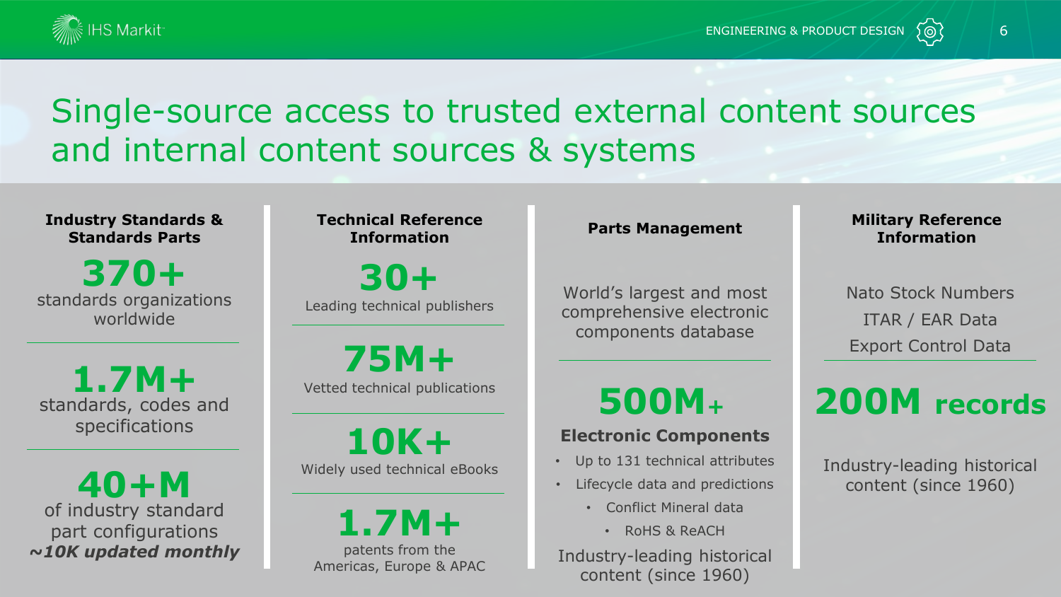# Single-source access to trusted external content sources and internal content sources & systems

## Industry Standards & Standards Parts

**370+**
standards organizations worldwide

**1.7M+**
standards, codes and specifications

**40+M**
of industry standard part configurations
***~10K updated monthly***

## Technical Reference Information

**30+**
Leading technical publishers

**75M+**
Vetted technical publications

**10K+**
Widely used technical eBooks

**1.7M+**
patents from the Americas, Europe & APAC

## Parts Management

World's largest and most comprehensive electronic components database

**500M+**

**Electronic Components**

- Up to 131 technical attributes
- Lifecycle data and predictions
  - Conflict Mineral data
    - RoHS & ReACH

Industry-leading historical content (since 1960)

## Military Reference Information

Nato Stock Numbers
ITAR / EAR Data
Export Control Data

**200M records**

Industry-leading historical content (since 1960)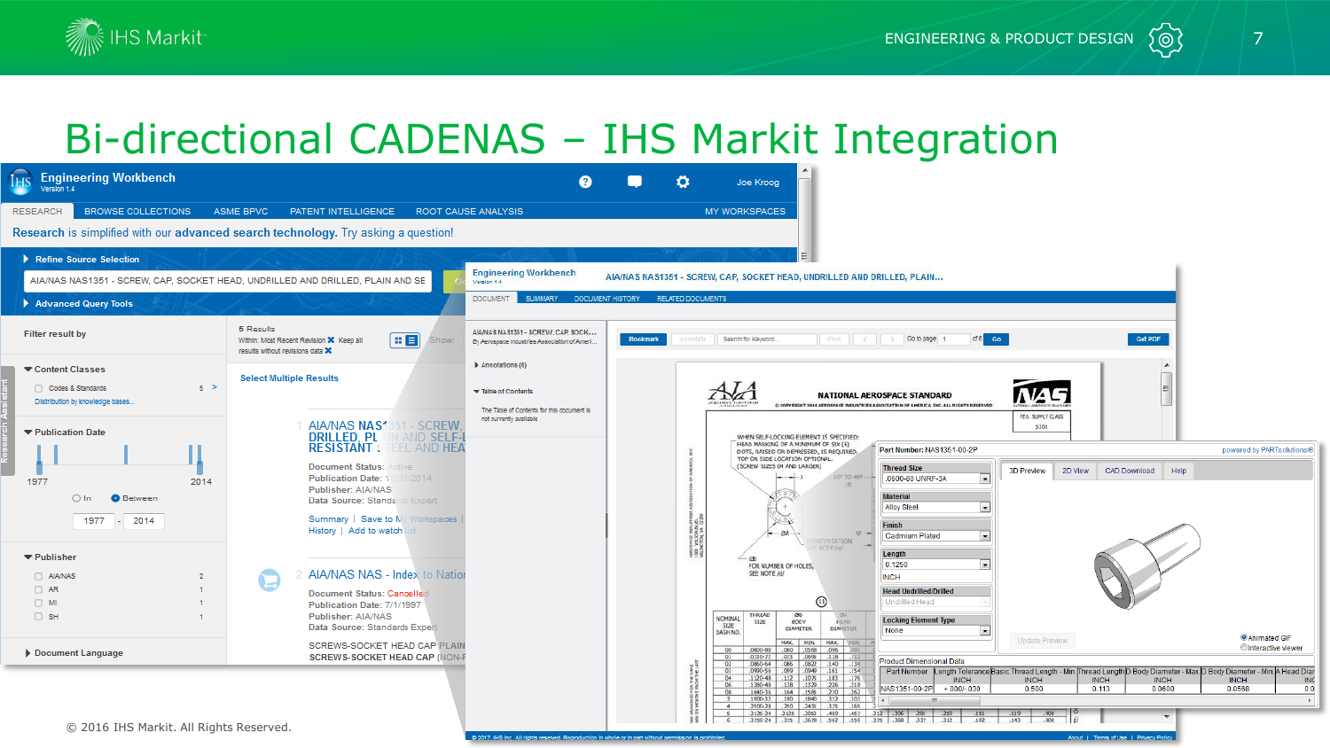# Bi-directional CADENAS – IHS Markit Integration

© 2016 IHS Markit. All Rights Reserved.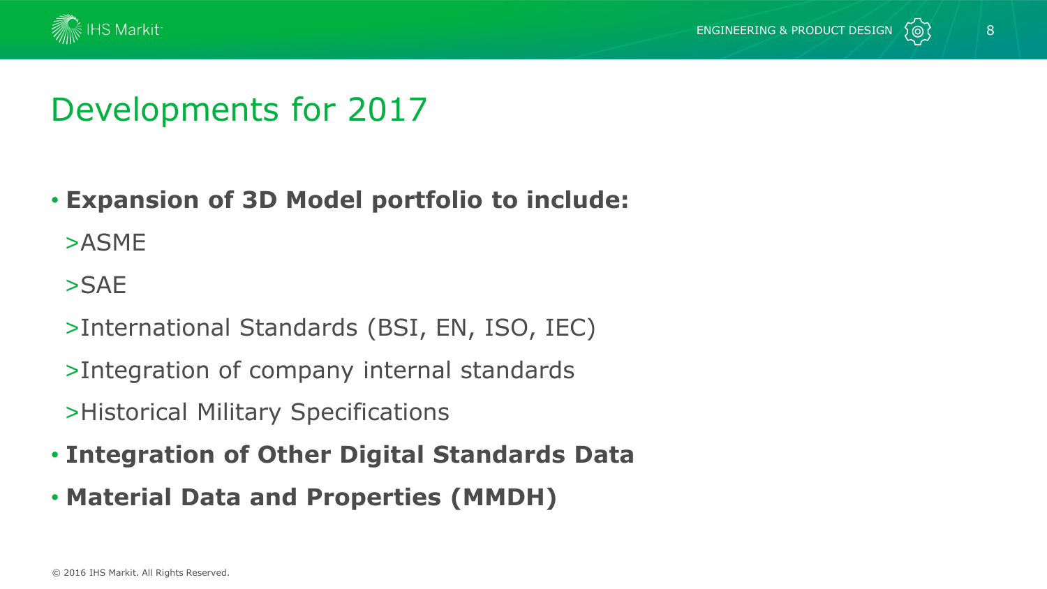# Developments for 2017

- **Expansion of 3D Model portfolio to include:**
  - ASME
  - SAE
  - International Standards (BSI, EN, ISO, IEC)
  - Integration of company internal standards
  - Historical Military Specifications
- **Integration of Other Digital Standards Data**
- **Material Data and Properties (MMDH)**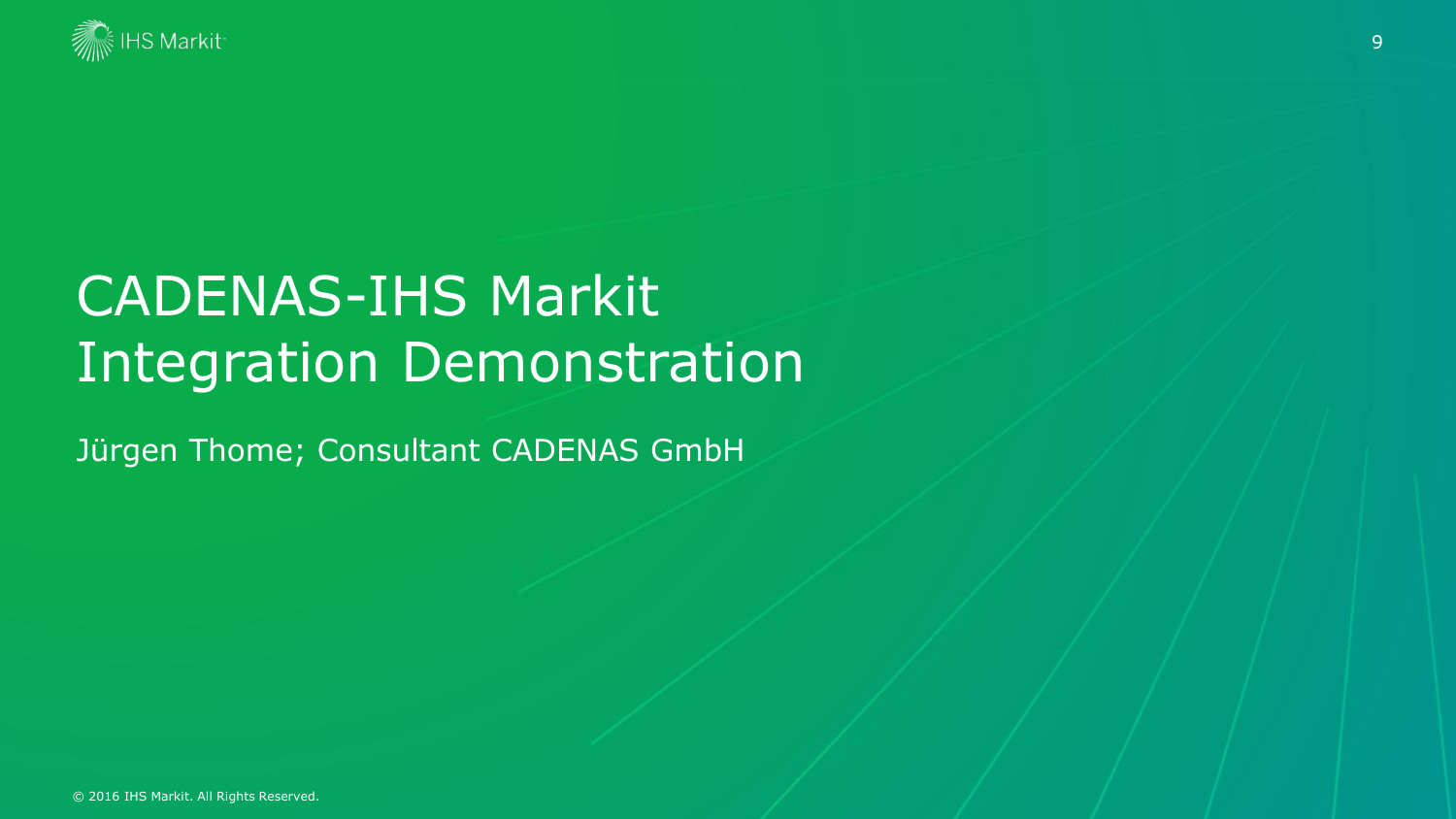# CADENAS-IHS Markit Integration Demonstration

Jürgen Thome; Consultant CADENAS GmbH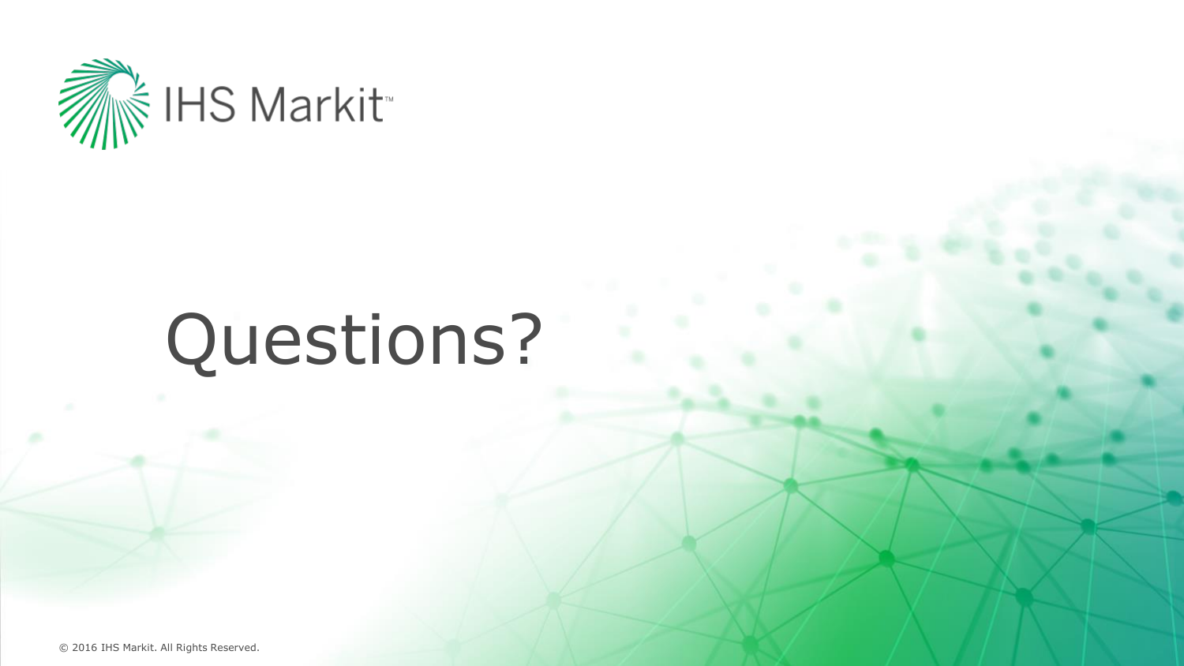# Questions?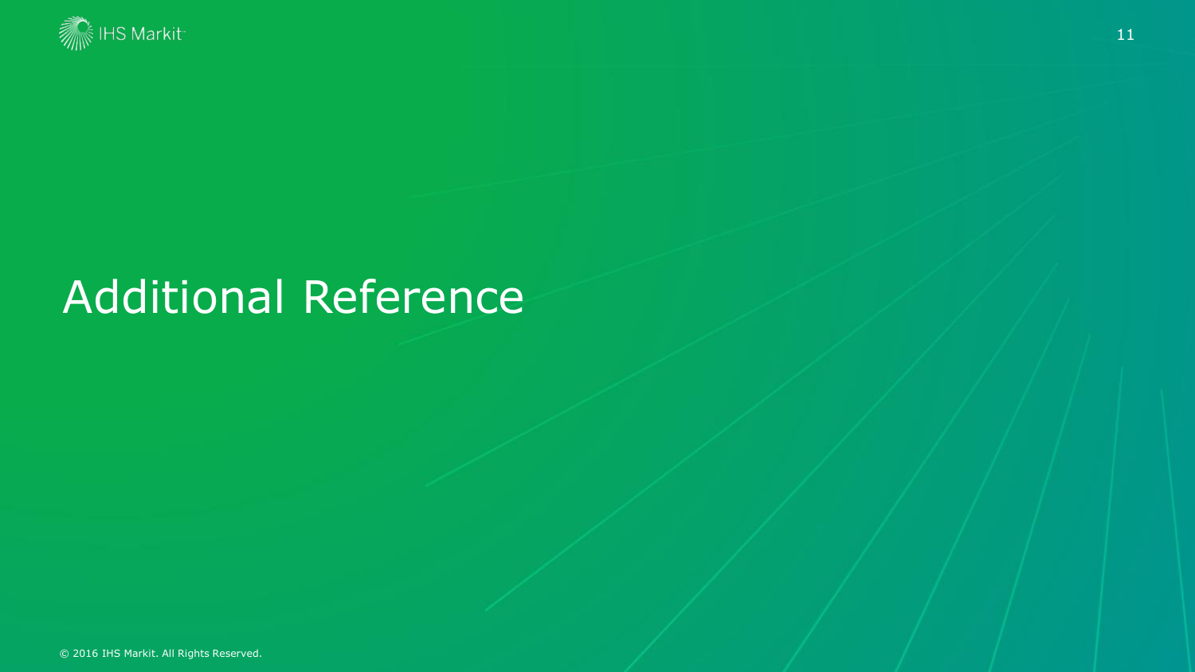# Additional Reference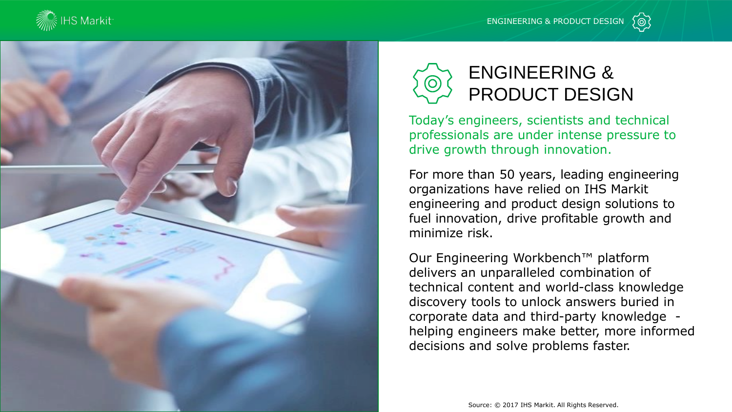# ENGINEERING & PRODUCT DESIGN

Today's engineers, scientists and technical professionals are under intense pressure to drive growth through innovation.

For more than 50 years, leading engineering organizations have relied on IHS Markit engineering and product design solutions to fuel innovation, drive profitable growth and minimize risk.

Our Engineering Workbench™ platform delivers an unparalleled combination of technical content and world-class knowledge discovery tools to unlock answers buried in corporate data and third-party knowledge - helping engineers make better, more informed decisions and solve problems faster.

Source: © 2017 IHS Markit. All Rights Reserved.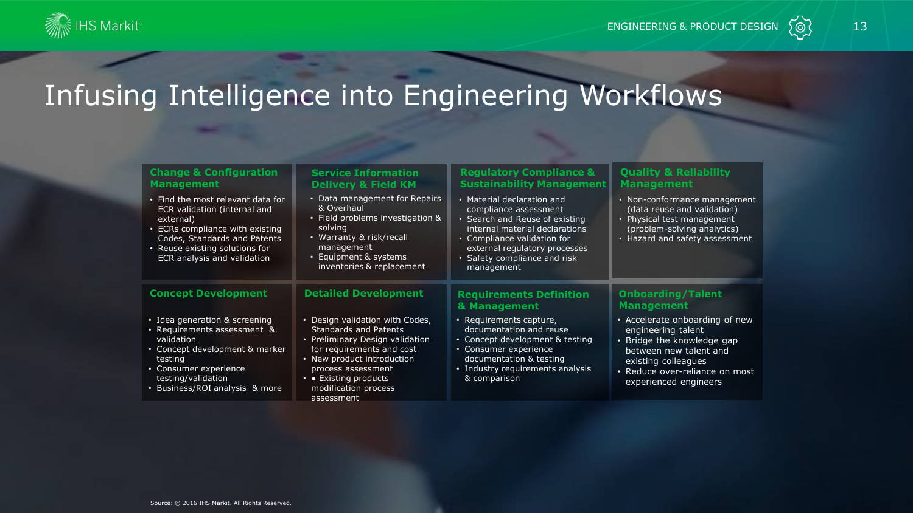# Infusing Intelligence into Engineering Workflows

### Change & Configuration Management

- Find the most relevant data for ECR validation (internal and external)
- ECRs compliance with existing Codes, Standards and Patents
- Reuse existing solutions for ECR analysis and validation

### Service Information Delivery & Field KM

- Data management for Repairs & Overhaul
- Field problems investigation & solving
- Warranty & risk/recall management
- Equipment & systems inventories & replacement

### Regulatory Compliance & Sustainability Management

- Material declaration and compliance assessment
- Search and Reuse of existing internal material declarations
- Compliance validation for external regulatory processes
- Safety compliance and risk management

### Quality & Reliability Management

- Non-conformance management (data reuse and validation)
- Physical test management (problem-solving analytics)
- Hazard and safety assessment

### Concept Development

- Idea generation & screening
- Requirements assessment & validation
- Concept development & marker testing
- Consumer experience testing/validation
- Business/ROI analysis & more

### Detailed Development

- Design validation with Codes, Standards and Patents
- Preliminary Design validation for requirements and cost
- New product introduction process assessment
- • Existing products modification process assessment

### Requirements Definition & Management

- Requirements capture, documentation and reuse
- Concept development & testing
- Consumer experience documentation & testing
- Industry requirements analysis & comparison

### Onboarding/Talent Management

- Accelerate onboarding of new engineering talent
- Bridge the knowledge gap between new talent and existing colleagues
- Reduce over-reliance on most experienced engineers

Source: © 2016 IHS Markit. All Rights Reserved.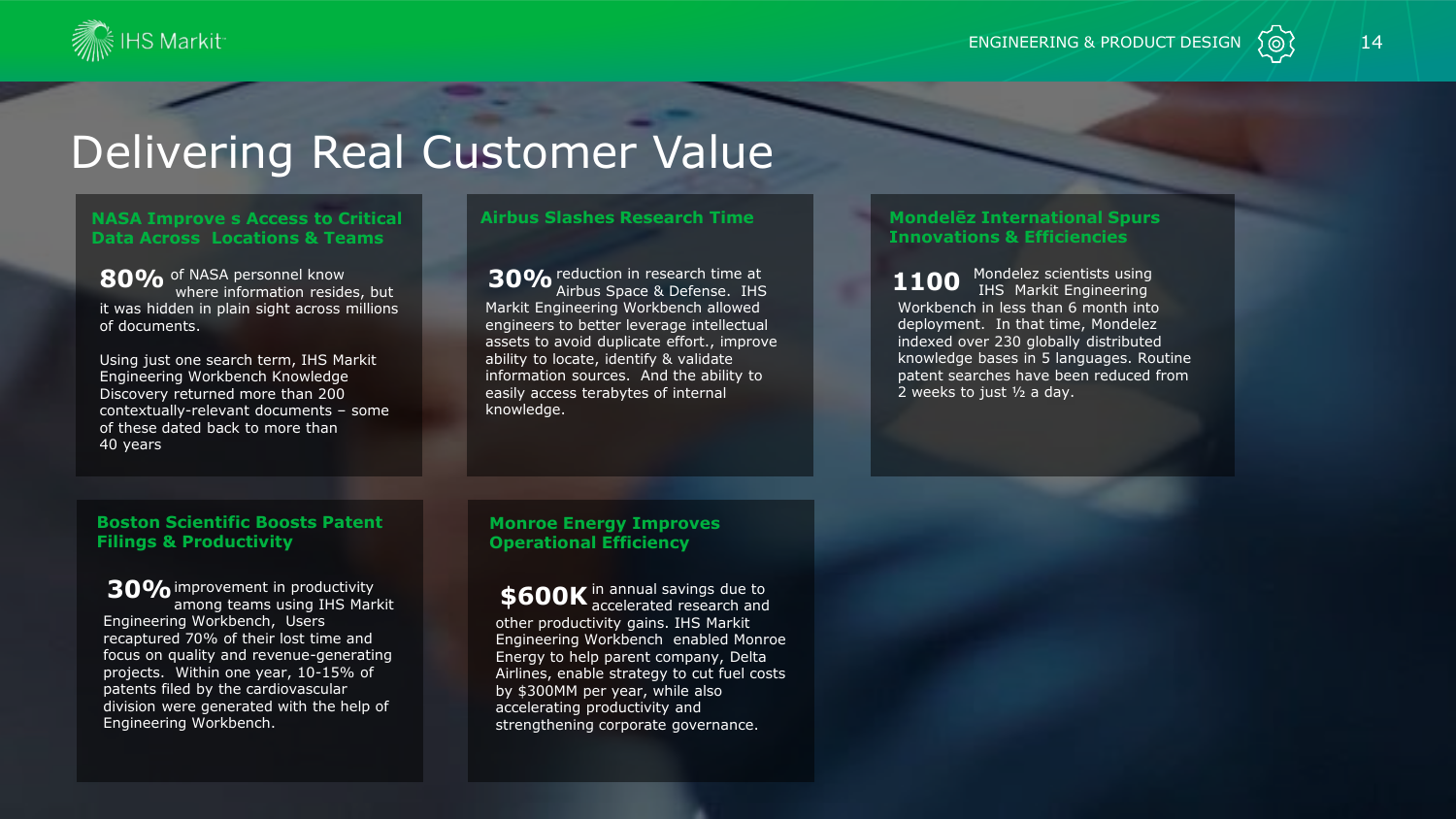# Delivering Real Customer Value

### NASA Improve s Access to Critical Data Across Locations & Teams

**80%** of NASA personnel know where information resides, but it was hidden in plain sight across millions of documents.

Using just one search term, IHS Markit Engineering Workbench Knowledge Discovery returned more than 200 contextually-relevant documents – some of these dated back to more than 40 years

### Airbus Slashes Research Time

**30%** reduction in research time at Airbus Space & Defense. IHS Markit Engineering Workbench allowed engineers to better leverage intellectual assets to avoid duplicate effort., improve ability to locate, identify & validate information sources. And the ability to easily access terabytes of internal knowledge.

### Mondelēz International Spurs Innovations & Efficiencies

**1100** Mondelez scientists using IHS Markit Engineering Workbench in less than 6 month into deployment. In that time, Mondelez indexed over 230 globally distributed knowledge bases in 5 languages. Routine patent searches have been reduced from 2 weeks to just ½ a day.

### Boston Scientific Boosts Patent Filings & Productivity

**30%** improvement in productivity among teams using IHS Markit Engineering Workbench, Users recaptured 70% of their lost time and focus on quality and revenue-generating projects. Within one year, 10-15% of patents filed by the cardiovascular division were generated with the help of Engineering Workbench.

### Monroe Energy Improves Operational Efficiency

**$600K** in annual savings due to accelerated research and other productivity gains. IHS Markit Engineering Workbench enabled Monroe Energy to help parent company, Delta Airlines, enable strategy to cut fuel costs by $300MM per year, while also accelerating productivity and strengthening corporate governance.